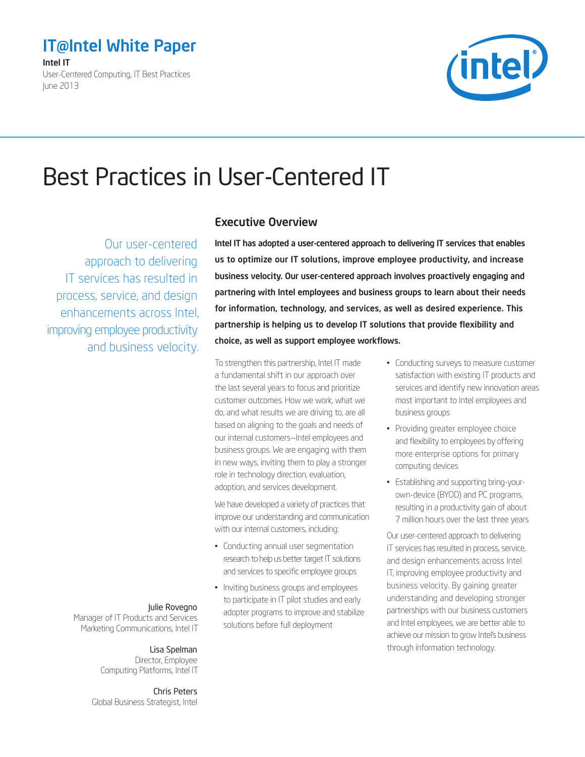**IT@Intel White Paper**

**Intel IT**
User-Centered Computing, IT Best Practices
June 2013

# Best Practices in User-Centered IT

Our user-centered approach to delivering IT services has resulted in process, service, and design enhancements across Intel, improving employee productivity and business velocity.

Julie Rovegno
Manager of IT Products and Services Marketing Communications, Intel IT

Lisa Spelman
Director, Employee Computing Platforms, Intel IT

Chris Peters
Global Business Strategist, Intel

## Executive Overview

**Intel IT has adopted a user-centered approach to delivering IT services that enables us to optimize our IT solutions, improve employee productivity, and increase business velocity. Our user-centered approach involves proactively engaging and partnering with Intel employees and business groups to learn about their needs for information, technology, and services, as well as desired experience. This partnership is helping us to develop IT solutions that provide flexibility and choice, as well as support employee workflows.**

To strengthen this partnership, Intel IT made a fundamental shift in our approach over the last several years to focus and prioritize customer outcomes. How we work, what we do, and what results we are driving to, are all based on aligning to the goals and needs of our internal customers—Intel employees and business groups. We are engaging with them in new ways, inviting them to play a stronger role in technology direction, evaluation, adoption, and services development.

We have developed a variety of practices that improve our understanding and communication with our internal customers, including:

- Conducting annual user segmentation research to help us better target IT solutions and services to specific employee groups
- Inviting business groups and employees to participate in IT pilot studies and early adopter programs to improve and stabilize solutions before full deployment
- Conducting surveys to measure customer satisfaction with existing IT products and services and identify new innovation areas most important to Intel employees and business groups
- Providing greater employee choice and flexibility to employees by offering more enterprise options for primary computing devices
- Establishing and supporting bring-your-own-device (BYOD) and PC programs, resulting in a productivity gain of about 7 million hours over the last three years

Our user-centered approach to delivering IT services has resulted in process, service, and design enhancements across Intel IT, improving employee productivity and business velocity. By gaining greater understanding and developing stronger partnerships with our business customers and Intel employees, we are better able to achieve our mission to grow Intel's business through information technology.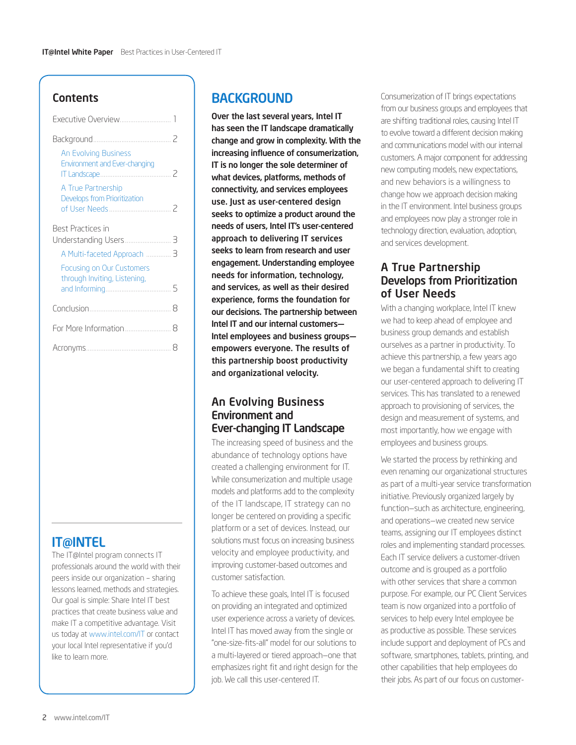## Contents

Executive Overview ..... 1

Background ..... 2

- An Evolving Business Environment and Ever-changing IT Landscape ..... 2
- A True Partnership Develops from Prioritization of User Needs ..... 2

Best Practices in Understanding Users ..... 3

- A Multi-faceted Approach ..... 3
- Focusing on Our Customers through Inviting, Listening, and Informing ..... 5

Conclusion ..... 8

For More Information ..... 8

Acronyms ..... 8

## IT@INTEL

The IT@Intel program connects IT professionals around the world with their peers inside our organization – sharing lessons learned, methods and strategies. Our goal is simple: Share Intel IT best practices that create business value and make IT a competitive advantage. Visit us today at www.intel.com/IT or contact your local Intel representative if you'd like to learn more.

# BACKGROUND

**Over the last several years, Intel IT has seen the IT landscape dramatically change and grow in complexity. With the increasing influence of consumerization, IT is no longer the sole determiner of what devices, platforms, methods of connectivity, and services employees use. Just as user-centered design seeks to optimize a product around the needs of users, Intel IT's user-centered approach to delivering IT services seeks to learn from research and user engagement. Understanding employee needs for information, technology, and services, as well as their desired experience, forms the foundation for our decisions. The partnership between Intel IT and our internal customers—Intel employees and business groups—empowers everyone. The results of this partnership boost productivity and organizational velocity.**

## An Evolving Business Environment and Ever-changing IT Landscape

The increasing speed of business and the abundance of technology options have created a challenging environment for IT. While consumerization and multiple usage models and platforms add to the complexity of the IT landscape, IT strategy can no longer be centered on providing a specific platform or a set of devices. Instead, our solutions must focus on increasing business velocity and employee productivity, and improving customer-based outcomes and customer satisfaction.

To achieve these goals, Intel IT is focused on providing an integrated and optimized user experience across a variety of devices. Intel IT has moved away from the single or "one-size-fits-all" model for our solutions to a multi-layered or tiered approach—one that emphasizes right fit and right design for the job. We call this user-centered IT.

Consumerization of IT brings expectations from our business groups and employees that are shifting traditional roles, causing Intel IT to evolve toward a different decision making and communications model with our internal customers. A major component for addressing new computing models, new expectations, and new behaviors is a willingness to change how we approach decision making in the IT environment. Intel business groups and employees now play a stronger role in technology direction, evaluation, adoption, and services development.

## A True Partnership Develops from Prioritization of User Needs

With a changing workplace, Intel IT knew we had to keep ahead of employee and business group demands and establish ourselves as a partner in productivity. To achieve this partnership, a few years ago we began a fundamental shift to creating our user-centered approach to delivering IT services. This has translated to a renewed approach to provisioning of services, the design and measurement of systems, and most importantly, how we engage with employees and business groups.

We started the process by rethinking and even renaming our organizational structures as part of a multi-year service transformation initiative. Previously organized largely by function—such as architecture, engineering, and operations—we created new service teams, assigning our IT employees distinct roles and implementing standard processes. Each IT service delivers a customer-driven outcome and is grouped as a portfolio with other services that share a common purpose. For example, our PC Client Services team is now organized into a portfolio of services to help every Intel employee be as productive as possible. These services include support and deployment of PCs and software, smartphones, tablets, printing, and other capabilities that help employees do their jobs. As part of our focus on customer-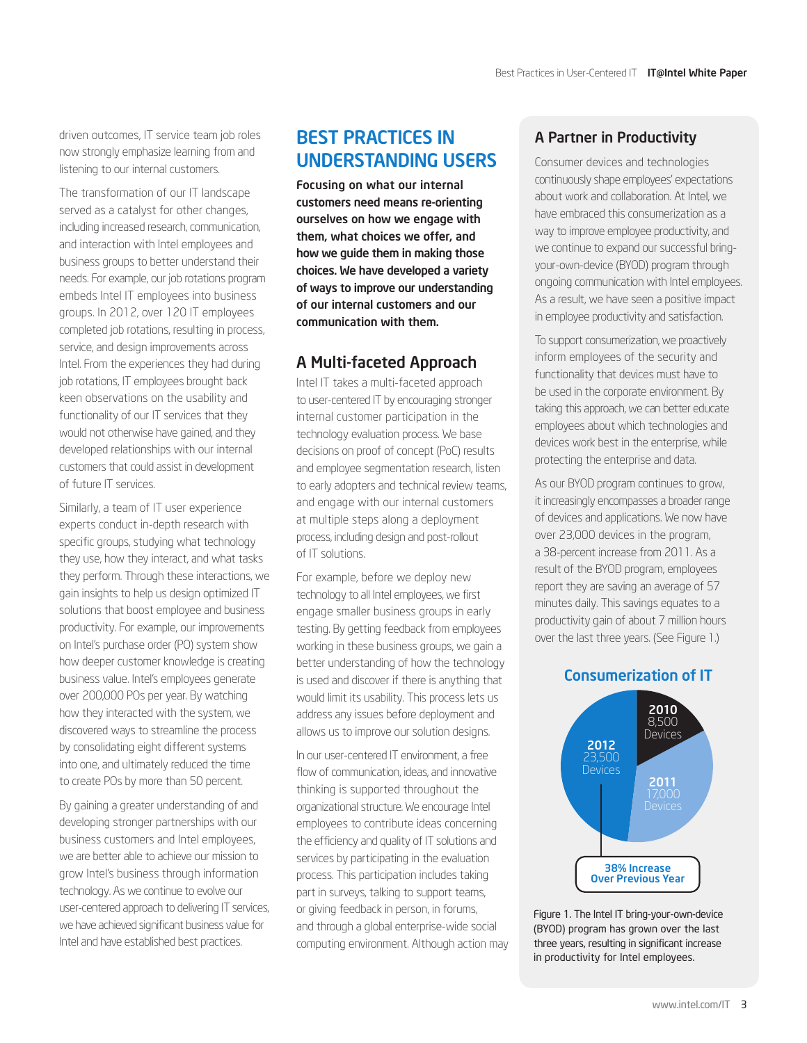driven outcomes, IT service team job roles now strongly emphasize learning from and listening to our internal customers.

The transformation of our IT landscape served as a catalyst for other changes, including increased research, communication, and interaction with Intel employees and business groups to better understand their needs. For example, our job rotations program embeds Intel IT employees into business groups. In 2012, over 120 IT employees completed job rotations, resulting in process, service, and design improvements across Intel. From the experiences they had during job rotations, IT employees brought back keen observations on the usability and functionality of our IT services that they would not otherwise have gained, and they developed relationships with our internal customers that could assist in development of future IT services.

Similarly, a team of IT user experience experts conduct in-depth research with specific groups, studying what technology they use, how they interact, and what tasks they perform. Through these interactions, we gain insights to help us design optimized IT solutions that boost employee and business productivity. For example, our improvements on Intel's purchase order (PO) system show how deeper customer knowledge is creating business value. Intel's employees generate over 200,000 POs per year. By watching how they interacted with the system, we discovered ways to streamline the process by consolidating eight different systems into one, and ultimately reduced the time to create POs by more than 50 percent.

By gaining a greater understanding of and developing stronger partnerships with our business customers and Intel employees, we are better able to achieve our mission to grow Intel's business through information technology. As we continue to evolve our user-centered approach to delivering IT services, we have achieved significant business value for Intel and have established best practices.

# BEST PRACTICES IN UNDERSTANDING USERS

**Focusing on what our internal customers need means re-orienting ourselves on how we engage with them, what choices we offer, and how we guide them in making those choices. We have developed a variety of ways to improve our understanding of our internal customers and our communication with them.**

## A Multi-faceted Approach

Intel IT takes a multi-faceted approach to user-centered IT by encouraging stronger internal customer participation in the technology evaluation process. We base decisions on proof of concept (PoC) results and employee segmentation research, listen to early adopters and technical review teams, and engage with our internal customers at multiple steps along a deployment process, including design and post-rollout of IT solutions.

For example, before we deploy new technology to all Intel employees, we first engage smaller business groups in early testing. By getting feedback from employees working in these business groups, we gain a better understanding of how the technology is used and discover if there is anything that would limit its usability. This process lets us address any issues before deployment and allows us to improve our solution designs.

In our user-centered IT environment, a free flow of communication, ideas, and innovative thinking is supported throughout the organizational structure. We encourage Intel employees to contribute ideas concerning the efficiency and quality of IT solutions and services by participating in the evaluation process. This participation includes taking part in surveys, talking to support teams, or giving feedback in person, in forums, and through a global enterprise-wide social computing environment. Although action may

## A Partner in Productivity

Consumer devices and technologies continuously shape employees' expectations about work and collaboration. At Intel, we have embraced this consumerization as a way to improve employee productivity, and we continue to expand our successful bring-your-own-device (BYOD) program through ongoing communication with Intel employees. As a result, we have seen a positive impact in employee productivity and satisfaction.

To support consumerization, we proactively inform employees of the security and functionality that devices must have to be used in the corporate environment. By taking this approach, we can better educate employees about which technologies and devices work best in the enterprise, while protecting the enterprise and data.

As our BYOD program continues to grow, it increasingly encompasses a broader range of devices and applications. We now have over 23,000 devices in the program, a 38-percent increase from 2011. As a result of the BYOD program, employees report they are saving an average of 57 minutes daily. This savings equates to a productivity gain of about 7 million hours over the last three years. (See Figure 1.)

**Consumerization of IT**

2010: 8,500 Devices
2011: 17,000 Devices
2012: 23,500 Devices

38% Increase Over Previous Year

Figure 1. The Intel IT bring-your-own-device (BYOD) program has grown over the last three years, resulting in significant increase in productivity for Intel employees.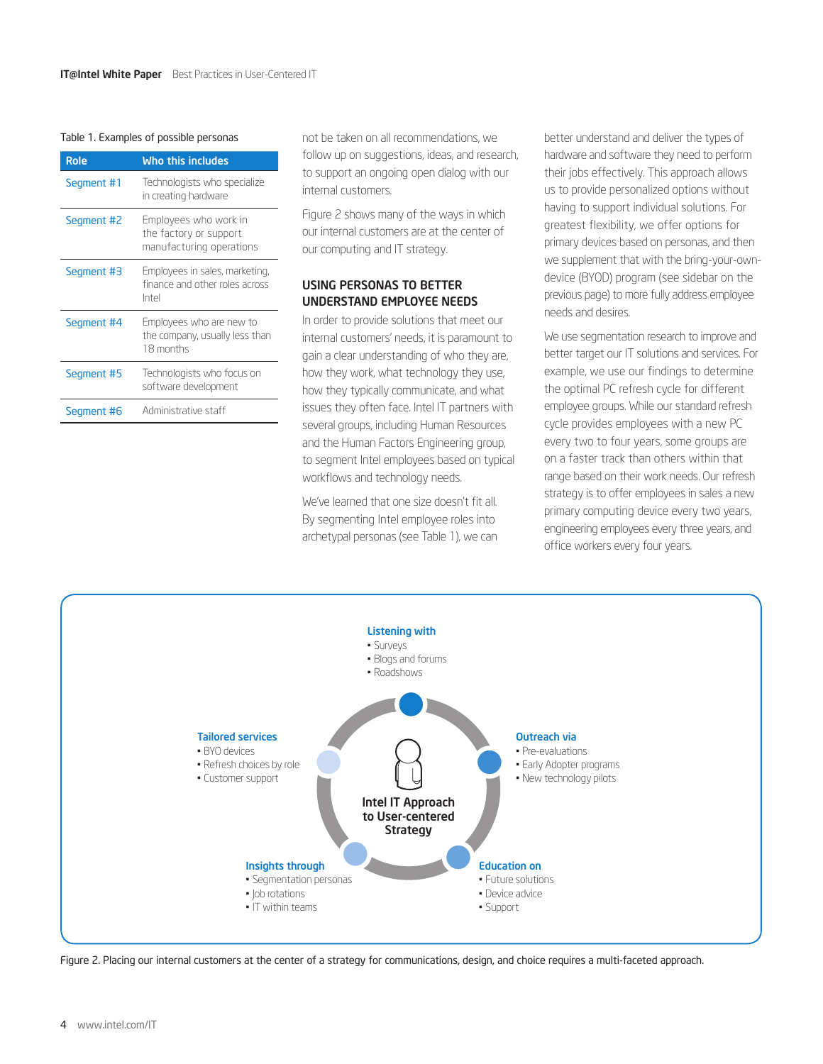Table 1. Examples of possible personas

| Role | Who this includes |
| --- | --- |
| Segment #1 | Technologists who specialize in creating hardware |
| Segment #2 | Employees who work in the factory or support manufacturing operations |
| Segment #3 | Employees in sales, marketing, finance and other roles across Intel |
| Segment #4 | Employees who are new to the company, usually less than 18 months |
| Segment #5 | Technologists who focus on software development |
| Segment #6 | Administrative staff |

not be taken on all recommendations, we follow up on suggestions, ideas, and research, to support an ongoing open dialog with our internal customers.

Figure 2 shows many of the ways in which our internal customers are at the center of our computing and IT strategy.

## USING PERSONAS TO BETTER UNDERSTAND EMPLOYEE NEEDS

In order to provide solutions that meet our internal customers' needs, it is paramount to gain a clear understanding of who they are, how they work, what technology they use, how they typically communicate, and what issues they often face. Intel IT partners with several groups, including Human Resources and the Human Factors Engineering group, to segment Intel employees based on typical workflows and technology needs.

We've learned that one size doesn't fit all. By segmenting Intel employee roles into archetypal personas (see Table 1), we can better understand and deliver the types of hardware and software they need to perform their jobs effectively. This approach allows us to provide personalized options without having to support individual solutions. For greatest flexibility, we offer options for primary devices based on personas, and then we supplement that with the bring-your-own-device (BYOD) program (see sidebar on the previous page) to more fully address employee needs and desires.

We use segmentation research to improve and better target our IT solutions and services. For example, we use our findings to determine the optimal PC refresh cycle for different employee groups. While our standard refresh cycle provides employees with a new PC every two to four years, some groups are on a faster track than others within that range based on their work needs. Our refresh strategy is to offer employees in sales a new primary computing device every two years, engineering employees every three years, and office workers every four years.

**Intel IT Approach to User-centered Strategy**

**Listening with**
- Surveys
- Blogs and forums
- Roadshows

**Outreach via**
- Pre-evaluations
- Early Adopter programs
- New technology pilots

**Education on**
- Future solutions
- Device advice
- Support

**Insights through**
- Segmentation personas
- Job rotations
- IT within teams

**Tailored services**
- BYO devices
- Refresh choices by role
- Customer support

Figure 2. Placing our internal customers at the center of a strategy for communications, design, and choice requires a multi-faceted approach.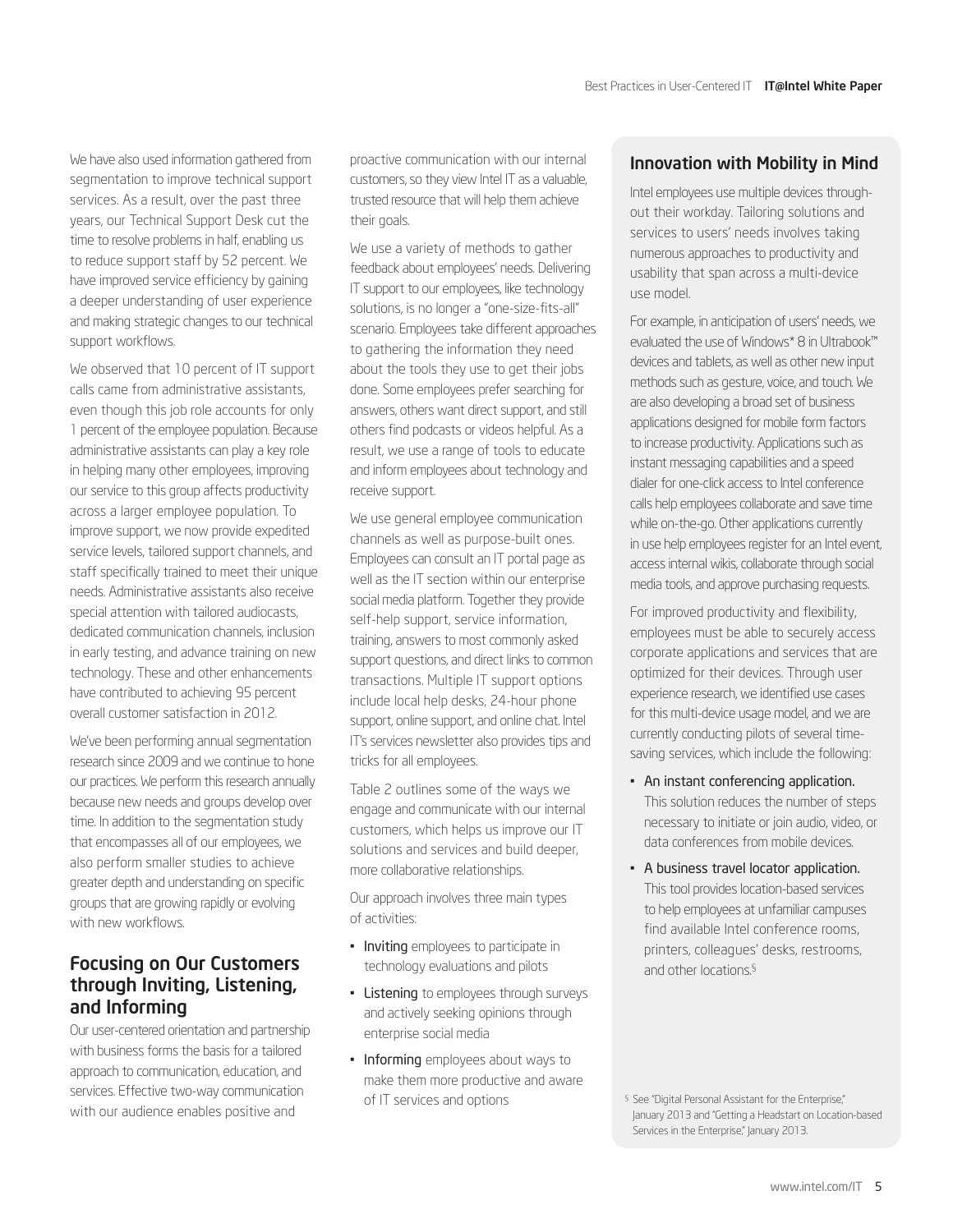We have also used information gathered from segmentation to improve technical support services. As a result, over the past three years, our Technical Support Desk cut the time to resolve problems in half, enabling us to reduce support staff by 52 percent. We have improved service efficiency by gaining a deeper understanding of user experience and making strategic changes to our technical support workflows.

We observed that 10 percent of IT support calls came from administrative assistants, even though this job role accounts for only 1 percent of the employee population. Because administrative assistants can play a key role in helping many other employees, improving our service to this group affects productivity across a larger employee population. To improve support, we now provide expedited service levels, tailored support channels, and staff specifically trained to meet their unique needs. Administrative assistants also receive special attention with tailored audiocasts, dedicated communication channels, inclusion in early testing, and advance training on new technology. These and other enhancements have contributed to achieving 95 percent overall customer satisfaction in 2012.

We've been performing annual segmentation research since 2009 and we continue to hone our practices. We perform this research annually because new needs and groups develop over time. In addition to the segmentation study that encompasses all of our employees, we also perform smaller studies to achieve greater depth and understanding on specific groups that are growing rapidly or evolving with new workflows.

## Focusing on Our Customers through Inviting, Listening, and Informing

Our user-centered orientation and partnership with business forms the basis for a tailored approach to communication, education, and services. Effective two-way communication with our audience enables positive and proactive communication with our internal customers, so they view Intel IT as a valuable, trusted resource that will help them achieve their goals.

We use a variety of methods to gather feedback about employees' needs. Delivering IT support to our employees, like technology solutions, is no longer a "one-size-fits-all" scenario. Employees take different approaches to gathering the information they need about the tools they use to get their jobs done. Some employees prefer searching for answers, others want direct support, and still others find podcasts or videos helpful. As a result, we use a range of tools to educate and inform employees about technology and receive support.

We use general employee communication channels as well as purpose-built ones. Employees can consult an IT portal page as well as the IT section within our enterprise social media platform. Together they provide self-help support, service information, training, answers to most commonly asked support questions, and direct links to common transactions. Multiple IT support options include local help desks, 24-hour phone support, online support, and online chat. Intel IT's services newsletter also provides tips and tricks for all employees.

Table 2 outlines some of the ways we engage and communicate with our internal customers, which helps us improve our IT solutions and services and build deeper, more collaborative relationships.

Our approach involves three main types of activities:

- **Inviting** employees to participate in technology evaluations and pilots
- **Listening** to employees through surveys and actively seeking opinions through enterprise social media
- **Informing** employees about ways to make them more productive and aware of IT services and options

## Innovation with Mobility in Mind

Intel employees use multiple devices throughout their workday. Tailoring solutions and services to users' needs involves taking numerous approaches to productivity and usability that span across a multi-device use model.

For example, in anticipation of users' needs, we evaluated the use of Windows* 8 in Ultrabook™ devices and tablets, as well as other new input methods such as gesture, voice, and touch. We are also developing a broad set of business applications designed for mobile form factors to increase productivity. Applications such as instant messaging capabilities and a speed dialer for one-click access to Intel conference calls help employees collaborate and save time while on-the-go. Other applications currently in use help employees register for an Intel event, access internal wikis, collaborate through social media tools, and approve purchasing requests.

For improved productivity and flexibility, employees must be able to securely access corporate applications and services that are optimized for their devices. Through user experience research, we identified use cases for this multi-device usage model, and we are currently conducting pilots of several time-saving services, which include the following:

- **An instant conferencing application.** This solution reduces the number of steps necessary to initiate or join audio, video, or data conferences from mobile devices.
- **A business travel locator application.** This tool provides location-based services to help employees at unfamiliar campuses find available Intel conference rooms, printers, colleagues' desks, restrooms, and other locations.[§]

[§] See "Digital Personal Assistant for the Enterprise," January 2013 and "Getting a Headstart on Location-based Services in the Enterprise," January 2013.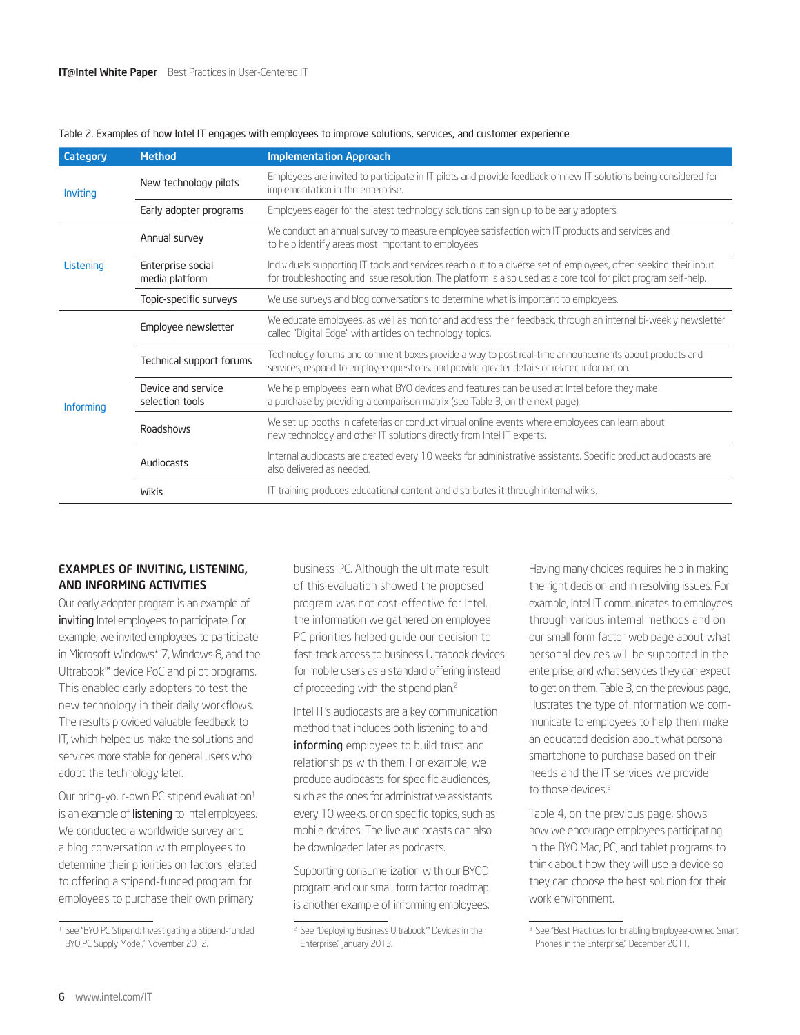Table 2. Examples of how Intel IT engages with employees to improve solutions, services, and customer experience

| Category | Method | Implementation Approach |
|---|---|---|
| Inviting | New technology pilots | Employees are invited to participate in IT pilots and provide feedback on new IT solutions being considered for implementation in the enterprise. |
| | Early adopter programs | Employees eager for the latest technology solutions can sign up to be early adopters. |
| Listening | Annual survey | We conduct an annual survey to measure employee satisfaction with IT products and services and to help identify areas most important to employees. |
| | Enterprise social media platform | Individuals supporting IT tools and services reach out to a diverse set of employees, often seeking their input for troubleshooting and issue resolution. The platform is also used as a core tool for pilot program self-help. |
| | Topic-specific surveys | We use surveys and blog conversations to determine what is important to employees. |
| Informing | Employee newsletter | We educate employees, as well as monitor and address their feedback, through an internal bi-weekly newsletter called "Digital Edge" with articles on technology topics. |
| | Technical support forums | Technology forums and comment boxes provide a way to post real-time announcements about products and services, respond to employee questions, and provide greater details or related information. |
| | Device and service selection tools | We help employees learn what BYO devices and features can be used at Intel before they make a purchase by providing a comparison matrix (see Table 3, on the next page). |
| | Roadshows | We set up booths in cafeterias or conduct virtual online events where employees can learn about new technology and other IT solutions directly from Intel IT experts. |
| | Audiocasts | Internal audiocasts are created every 10 weeks for administrative assistants. Specific product audiocasts are also delivered as needed. |
| | Wikis | IT training produces educational content and distributes it through internal wikis. |

## EXAMPLES OF INVITING, LISTENING, AND INFORMING ACTIVITIES

Our early adopter program is an example of **inviting** Intel employees to participate. For example, we invited employees to participate in Microsoft Windows* 7, Windows 8, and the Ultrabook™ device PoC and pilot programs. This enabled early adopters to test the new technology in their daily workflows. The results provided valuable feedback to IT, which helped us make the solutions and services more stable for general users who adopt the technology later.

Our bring-your-own PC stipend evaluation[1] is an example of **listening** to Intel employees. We conducted a worldwide survey and a blog conversation with employees to determine their priorities on factors related to offering a stipend-funded program for employees to purchase their own primary business PC. Although the ultimate result of this evaluation showed the proposed program was not cost-effective for Intel, the information we gathered on employee PC priorities helped guide our decision to fast-track access to business Ultrabook devices for mobile users as a standard offering instead of proceeding with the stipend plan.[2]

Intel IT's audiocasts are a key communication method that includes both listening to and **informing** employees to build trust and relationships with them. For example, we produce audiocasts for specific audiences, such as the ones for administrative assistants every 10 weeks, or on specific topics, such as mobile devices. The live audiocasts can also be downloaded later as podcasts.

Supporting consumerization with our BYOD program and our small form factor roadmap is another example of informing employees. Having many choices requires help in making the right decision and in resolving issues. For example, Intel IT communicates to employees through various internal methods and on our small form factor web page about what personal devices will be supported in the enterprise, and what services they can expect to get on them. Table 3, on the previous page, illustrates the type of information we communicate to employees to help them make an educated decision about what personal smartphone to purchase based on their needs and the IT services we provide to those devices.[3]

Table 4, on the previous page, shows how we encourage employees participating in the BYO Mac, PC, and tablet programs to think about how they will use a device so they can choose the best solution for their work environment.

[1] See "BYO PC Stipend: Investigating a Stipend-funded BYO PC Supply Model," November 2012.

[2] See "Deploying Business Ultrabook™ Devices in the Enterprise," January 2013.

[3] See "Best Practices for Enabling Employee-owned Smart Phones in the Enterprise," December 2011.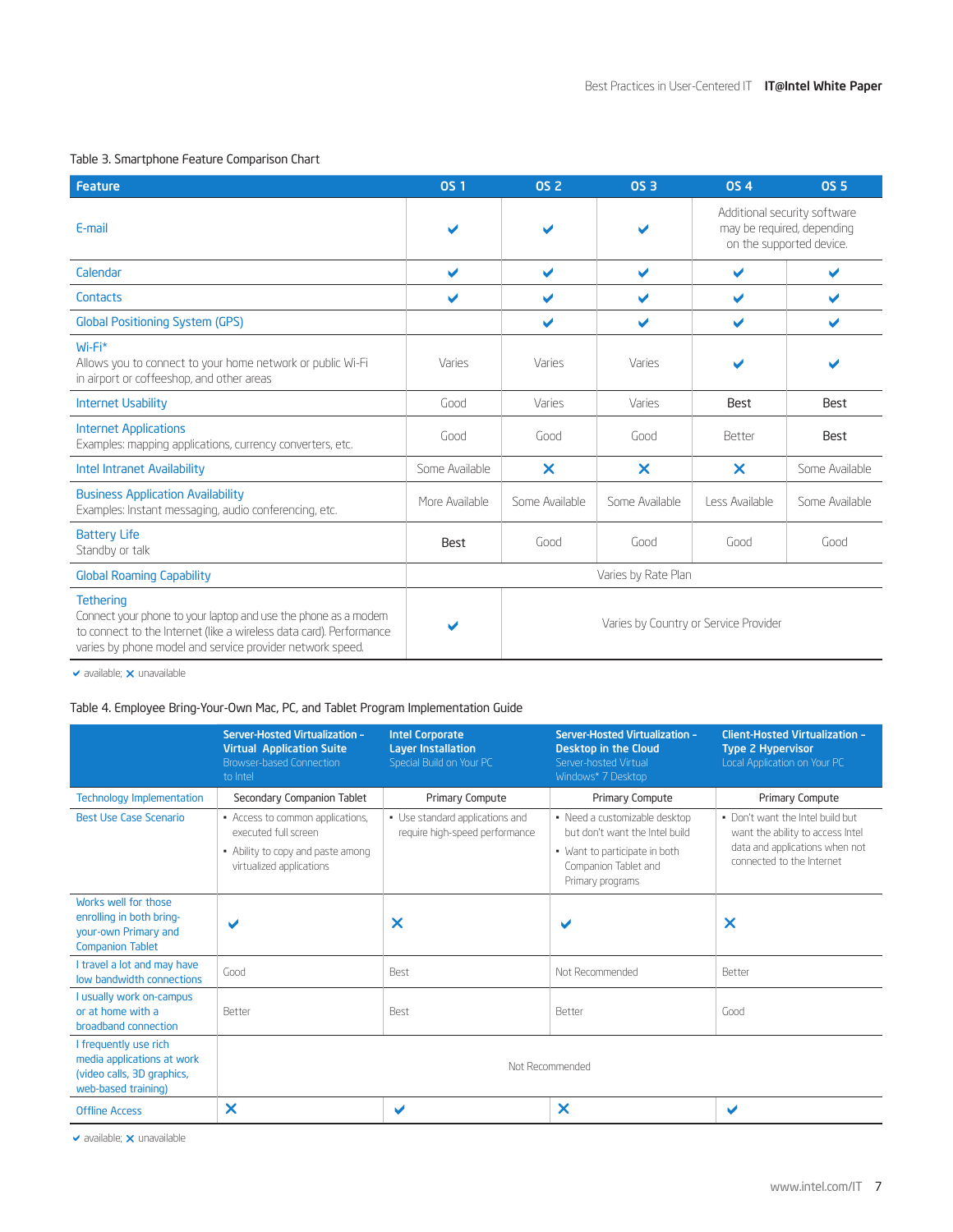Table 3. Smartphone Feature Comparison Chart

| Feature | OS 1 | OS 2 | OS 3 | OS 4 | OS 5 |
|---|---|---|---|---|---|
| E-mail | ✔ | ✔ | ✔ | Additional security software may be required, depending on the supported device. | |
| Calendar | ✔ | ✔ | ✔ | ✔ | ✔ |
| Contacts | ✔ | ✔ | ✔ | ✔ | ✔ |
| Global Positioning System (GPS) | | ✔ | ✔ | ✔ | ✔ |
| Wi-Fi* Allows you to connect to your home network or public Wi-Fi in airport or coffeeshop, and other areas | Varies | Varies | Varies | ✔ | ✔ |
| Internet Usability | Good | Varies | Varies | Best | Best |
| Internet Applications Examples: mapping applications, currency converters, etc. | Good | Good | Good | Better | Best |
| Intel Intranet Availability | Some Available | ✕ | ✕ | ✕ | Some Available |
| Business Application Availability Examples: Instant messaging, audio conferencing, etc. | More Available | Some Available | Some Available | Less Available | Some Available |
| Battery Life Standby or talk | Best | Good | Good | Good | Good |
| Global Roaming Capability | Varies by Rate Plan | | | | |
| Tethering Connect your phone to your laptop and use the phone as a modem to connect to the Internet (like a wireless data card). Performance varies by phone model and service provider network speed. | ✔ | Varies by Country or Service Provider | | | |

✔ available; ✕ unavailable

Table 4. Employee Bring-Your-Own Mac, PC, and Tablet Program Implementation Guide

| | Server-Hosted Virtualization – Virtual Application Suite Browser-based Connection to Intel | Intel Corporate Layer Installation Special Build on Your PC | Server-Hosted Virtualization – Desktop in the Cloud Server-hosted Virtual Windows* 7 Desktop | Client-Hosted Virtualization – Type 2 Hypervisor Local Application on Your PC |
|---|---|---|---|---|
| Technology Implementation | Secondary Companion Tablet | Primary Compute | Primary Compute | Primary Compute |
| Best Use Case Scenario | • Access to common applications, executed full screen • Ability to copy and paste among virtualized applications | • Use standard applications and require high-speed performance | • Need a customizable desktop but don't want the Intel build • Want to participate in both Companion Tablet and Primary programs | • Don't want the Intel build but want the ability to access Intel data and applications when not connected to the Internet |
| Works well for those enrolling in both bring-your-own Primary and Companion Tablet | ✔ | ✕ | ✔ | ✕ |
| I travel a lot and may have low bandwidth connections | Good | Best | Not Recommended | Better |
| I usually work on-campus or at home with a broadband connection | Better | Best | Better | Good |
| I frequently use rich media applications at work (video calls, 3D graphics, web-based training) | Not Recommended | | | |
| Offline Access | ✕ | ✔ | ✕ | ✔ |

✔ available; ✕ unavailable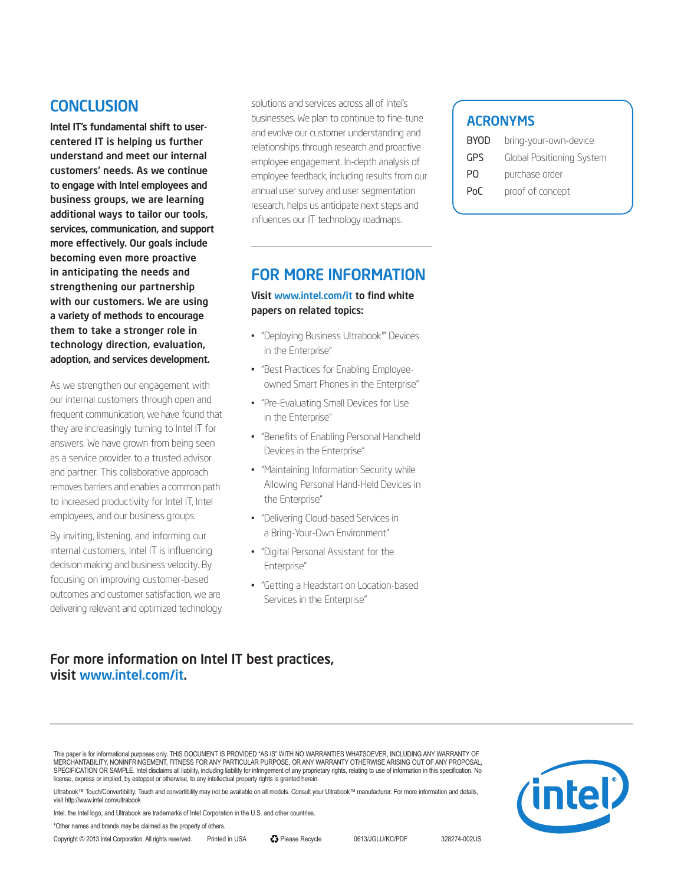## CONCLUSION

**Intel IT's fundamental shift to user-centered IT is helping us further understand and meet our internal customers' needs. As we continue to engage with Intel employees and business groups, we are learning additional ways to tailor our tools, services, communication, and support more effectively. Our goals include becoming even more proactive in anticipating the needs and strengthening our partnership with our customers. We are using a variety of methods to encourage them to take a stronger role in technology direction, evaluation, adoption, and services development.**

As we strengthen our engagement with our internal customers through open and frequent communication, we have found that they are increasingly turning to Intel IT for answers. We have grown from being seen as a service provider to a trusted advisor and partner. This collaborative approach removes barriers and enables a common path to increased productivity for Intel IT, Intel employees, and our business groups.

By inviting, listening, and informing our internal customers, Intel IT is influencing decision making and business velocity. By focusing on improving customer-based outcomes and customer satisfaction, we are delivering relevant and optimized technology solutions and services across all of Intel's businesses. We plan to continue to fine-tune and evolve our customer understanding and relationships through research and proactive employee engagement. In-depth analysis of employee feedback, including results from our annual user survey and user segmentation research, helps us anticipate next steps and influences our IT technology roadmaps.

## FOR MORE INFORMATION

**Visit www.intel.com/it to find white papers on related topics:**

- "Deploying Business Ultrabook™ Devices in the Enterprise"
- "Best Practices for Enabling Employee-owned Smart Phones in the Enterprise"
- "Pre-Evaluating Small Devices for Use in the Enterprise"
- "Benefits of Enabling Personal Handheld Devices in the Enterprise"
- "Maintaining Information Security while Allowing Personal Hand-Held Devices in the Enterprise"
- "Delivering Cloud-based Services in a Bring-Your-Own Environment"
- "Digital Personal Assistant for the Enterprise"
- "Getting a Headstart on Location-based Services in the Enterprise"

## ACRONYMS

| | |
|---|---|
| BYOD | bring-your-own-device |
| GPS | Global Positioning System |
| PO | purchase order |
| PoC | proof of concept |

**For more information on Intel IT best practices, visit www.intel.com/it.**

This paper is for informational purposes only. THIS DOCUMENT IS PROVIDED "AS IS" WITH NO WARRANTIES WHATSOEVER, INCLUDING ANY WARRANTY OF MERCHANTABILITY, NONINFRINGEMENT, FITNESS FOR ANY PARTICULAR PURPOSE, OR ANY WARRANTY OTHERWISE ARISING OUT OF ANY PROPOSAL, SPECIFICATION OR SAMPLE. Intel disclaims all liability, including liability for infringement of any proprietary rights, relating to use of information in this specification. No license, express or implied, by estoppel or otherwise, to any intellectual property rights is granted herein.

Ultrabook™ Touch/Convertibility: Touch and convertibility may not be available on all models. Consult your Ultrabook™ manufacturer. For more information and details, visit http://www.intel.com/ultrabook

Intel, the Intel logo, and Ultrabook are trademarks of Intel Corporation in the U.S. and other countries.

*Other names and brands may be claimed as the property of others.

Copyright © 2013 Intel Corporation. All rights reserved. Printed in USA ♻ Please Recycle 0613/JGLU/KC/PDF 328274-002US